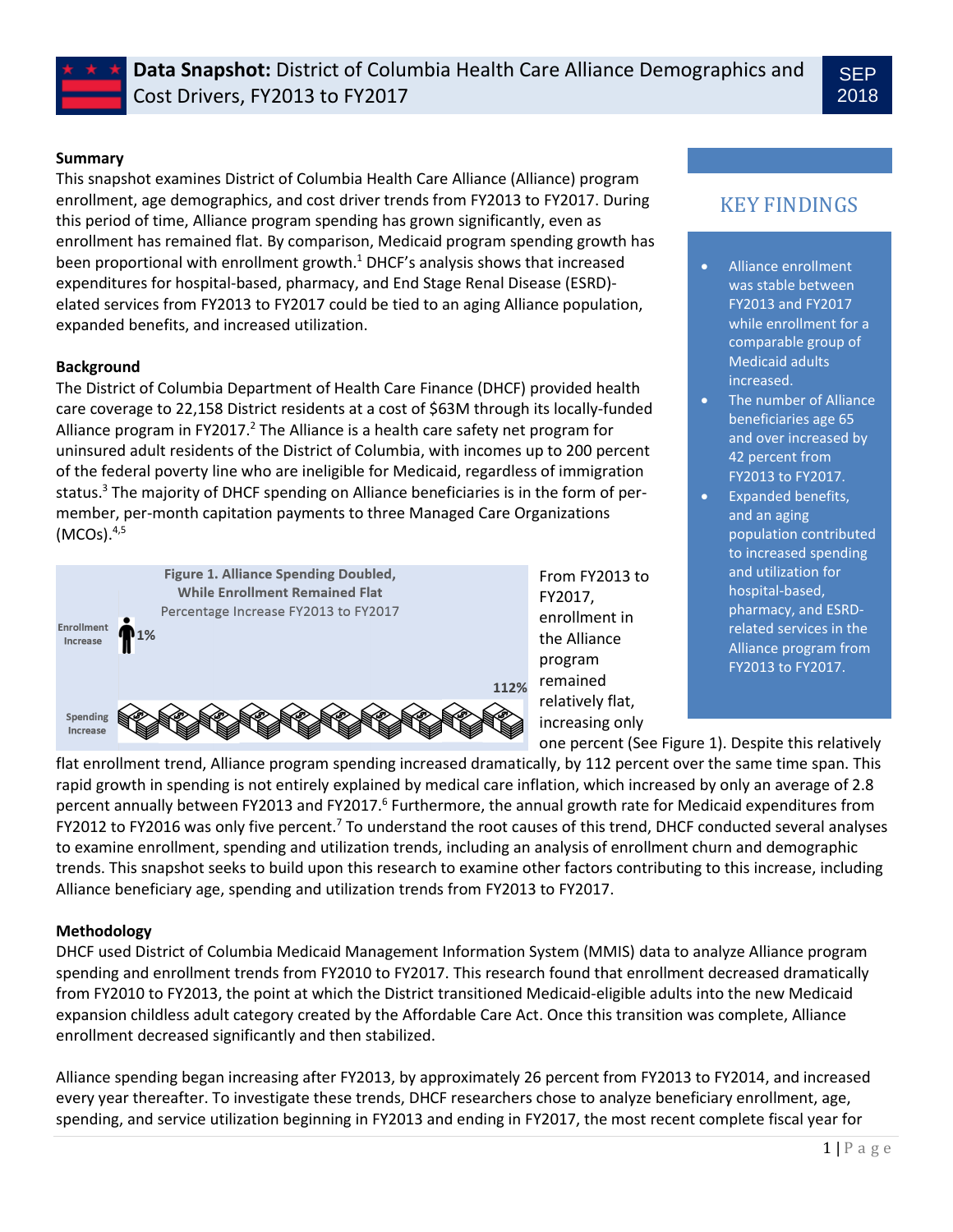# **Data Snapshot:** District of Columbia Health Care Alliance Demographics and Cost Drivers, FY2013 to FY2017

SEP 2018

**Summary**

This snapshot examines District of Columbia Health Care Alliance (Alliance) program enrollment, age demographics, and cost driver trends from FY2013 to FY2017. During this period of time, Alliance program spending has grown significantly, even as enrollment has remained flat. By comparison, Medicaid program spending growth has been proportional with enrollment growth.[1] DHCF's analysis shows that increased expenditures for hospital-based, pharmacy, and End Stage Renal Disease (ESRD)-elated services from FY2013 to FY2017 could be tied to an aging Alliance population, expanded benefits, and increased utilization.

**Background**

The District of Columbia Department of Health Care Finance (DHCF) provided health care coverage to 22,158 District residents at a cost of $63M through its locally-funded Alliance program in FY2017.[2] The Alliance is a health care safety net program for uninsured adult residents of the District of Columbia, with incomes up to 200 percent of the federal poverty line who are ineligible for Medicaid, regardless of immigration status.[3] The majority of DHCF spending on Alliance beneficiaries is in the form of per-member, per-month capitation payments to three Managed Care Organizations (MCOs).[4,5]

## KEY FINDINGS

- Alliance enrollment was stable between FY2013 and FY2017 while enrollment for a comparable group of Medicaid adults increased.
- The number of Alliance beneficiaries age 65 and over increased by 42 percent from FY2013 to FY2017.
- Expanded benefits, and an aging population contributed to increased spending and utilization for hospital-based, pharmacy, and ESRD-related services in the Alliance program from FY2013 to FY2017.

**Figure 1. Alliance Spending Doubled, While Enrollment Remained Flat**
Percentage Increase FY2013 to FY2017

| | |
|---|---|
| Enrollment Increase | 1% |
| Spending Increase | 112% |

From FY2013 to FY2017, enrollment in the Alliance program remained relatively flat, increasing only one percent (See Figure 1). Despite this relatively flat enrollment trend, Alliance program spending increased dramatically, by 112 percent over the same time span. This rapid growth in spending is not entirely explained by medical care inflation, which increased by only an average of 2.8 percent annually between FY2013 and FY2017.[6] Furthermore, the annual growth rate for Medicaid expenditures from FY2012 to FY2016 was only five percent.[7] To understand the root causes of this trend, DHCF conducted several analyses to examine enrollment, spending and utilization trends, including an analysis of enrollment churn and demographic trends. This snapshot seeks to build upon this research to examine other factors contributing to this increase, including Alliance beneficiary age, spending and utilization trends from FY2013 to FY2017.

**Methodology**

DHCF used District of Columbia Medicaid Management Information System (MMIS) data to analyze Alliance program spending and enrollment trends from FY2010 to FY2017. This research found that enrollment decreased dramatically from FY2010 to FY2013, the point at which the District transitioned Medicaid-eligible adults into the new Medicaid expansion childless adult category created by the Affordable Care Act. Once this transition was complete, Alliance enrollment decreased significantly and then stabilized.

Alliance spending began increasing after FY2013, by approximately 26 percent from FY2013 to FY2014, and increased every year thereafter. To investigate these trends, DHCF researchers chose to analyze beneficiary enrollment, age, spending, and service utilization beginning in FY2013 and ending in FY2017, the most recent complete fiscal year for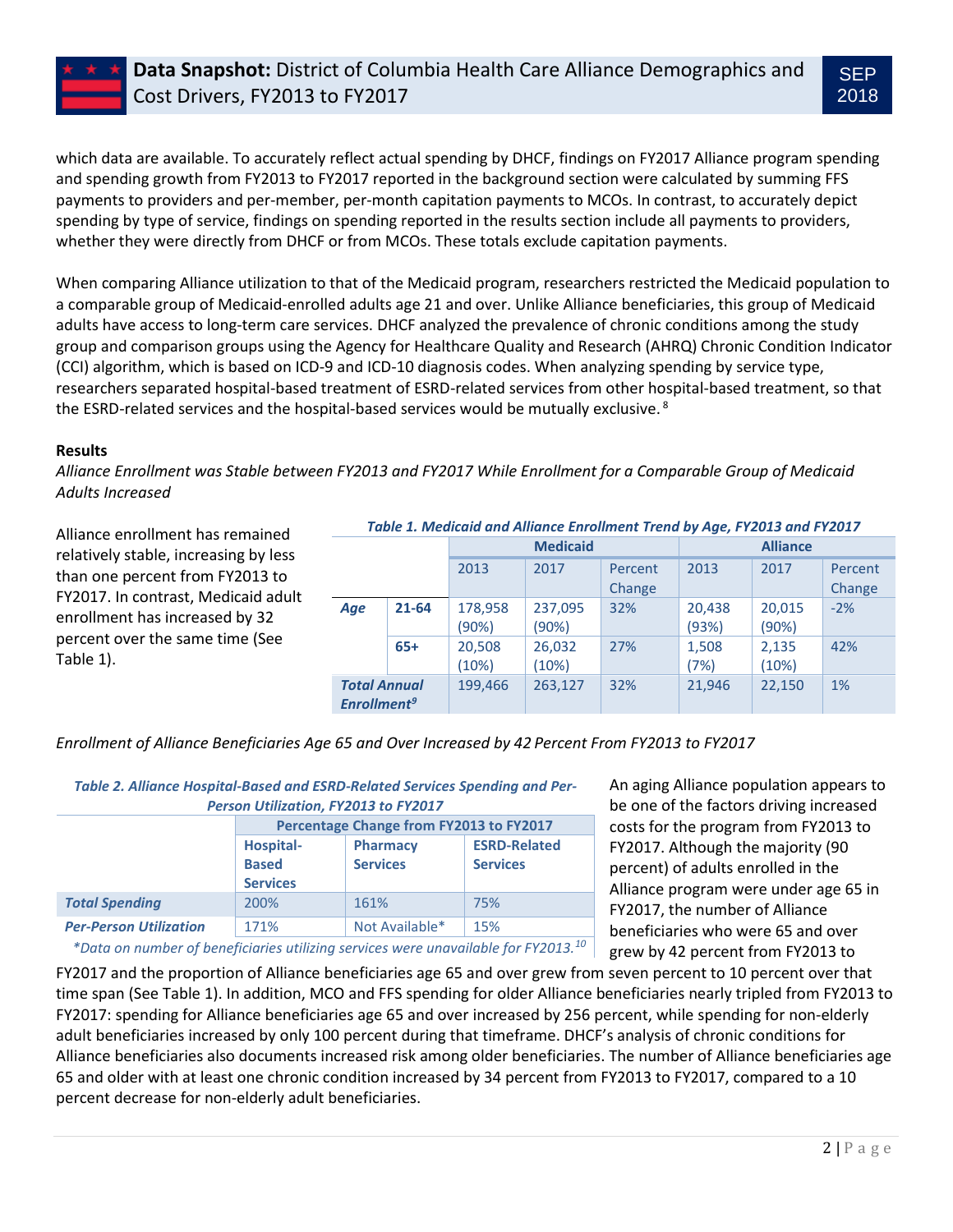which data are available. To accurately reflect actual spending by DHCF, findings on FY2017 Alliance program spending and spending growth from FY2013 to FY2017 reported in the background section were calculated by summing FFS payments to providers and per-member, per-month capitation payments to MCOs. In contrast, to accurately depict spending by type of service, findings on spending reported in the results section include all payments to providers, whether they were directly from DHCF or from MCOs. These totals exclude capitation payments.

When comparing Alliance utilization to that of the Medicaid program, researchers restricted the Medicaid population to a comparable group of Medicaid-enrolled adults age 21 and over. Unlike Alliance beneficiaries, this group of Medicaid adults have access to long-term care services. DHCF analyzed the prevalence of chronic conditions among the study group and comparison groups using the Agency for Healthcare Quality and Research (AHRQ) Chronic Condition Indicator (CCI) algorithm, which is based on ICD-9 and ICD-10 diagnosis codes. When analyzing spending by service type, researchers separated hospital-based treatment of ESRD-related services from other hospital-based treatment, so that the ESRD-related services and the hospital-based services would be mutually exclusive.[8]

**Results**

*Alliance Enrollment was Stable between FY2013 and FY2017 While Enrollment for a Comparable Group of Medicaid Adults Increased*

Alliance enrollment has remained relatively stable, increasing by less than one percent from FY2013 to FY2017. In contrast, Medicaid adult enrollment has increased by 32 percent over the same time (See Table 1).

*Table 1. Medicaid and Alliance Enrollment Trend by Age, FY2013 and FY2017*

| | | Medicaid | | | Alliance | | |
|---|---|---|---|---|---|---|---|
| | | 2013 | 2017 | Percent Change | 2013 | 2017 | Percent Change |
| ***Age*** | **21-64** | 178,958 (90%) | 237,095 (90%) | 32% | 20,438 (93%) | 20,015 (90%) | -2% |
| | **65+** | 20,508 (10%) | 26,032 (10%) | 27% | 1,508 (7%) | 2,135 (10%) | 42% |
| ***Total Annual Enrollment***[9] | | 199,466 | 263,127 | 32% | 21,946 | 22,150 | 1% |

*Enrollment of Alliance Beneficiaries Age 65 and Over Increased by 42 Percent From FY2013 to FY2017*

*Table 2. Alliance Hospital-Based and ESRD-Related Services Spending and Per-Person Utilization, FY2013 to FY2017*

| | Percentage Change from FY2013 to FY2017 | | |
|---|---|---|---|
| | **Hospital-Based Services** | **Pharmacy Services** | **ESRD-Related Services** |
| ***Total Spending*** | 200% | 161% | 75% |
| ***Per-Person Utilization*** | 171% | Not Available* | 15% |

*Data on number of beneficiaries utilizing services were unavailable for FY2013.[10]

An aging Alliance population appears to be one of the factors driving increased costs for the program from FY2013 to FY2017. Although the majority (90 percent) of adults enrolled in the Alliance program were under age 65 in FY2017, the number of Alliance beneficiaries who were 65 and over grew by 42 percent from FY2013 to FY2017 and the proportion of Alliance beneficiaries age 65 and over grew from seven percent to 10 percent over that time span (See Table 1). In addition, MCO and FFS spending for older Alliance beneficiaries nearly tripled from FY2013 to FY2017: spending for Alliance beneficiaries age 65 and over increased by 256 percent, while spending for non-elderly adult beneficiaries increased by only 100 percent during that timeframe. DHCF's analysis of chronic conditions for Alliance beneficiaries also documents increased risk among older beneficiaries. The number of Alliance beneficiaries age 65 and older with at least one chronic condition increased by 34 percent from FY2013 to FY2017, compared to a 10 percent decrease for non-elderly adult beneficiaries.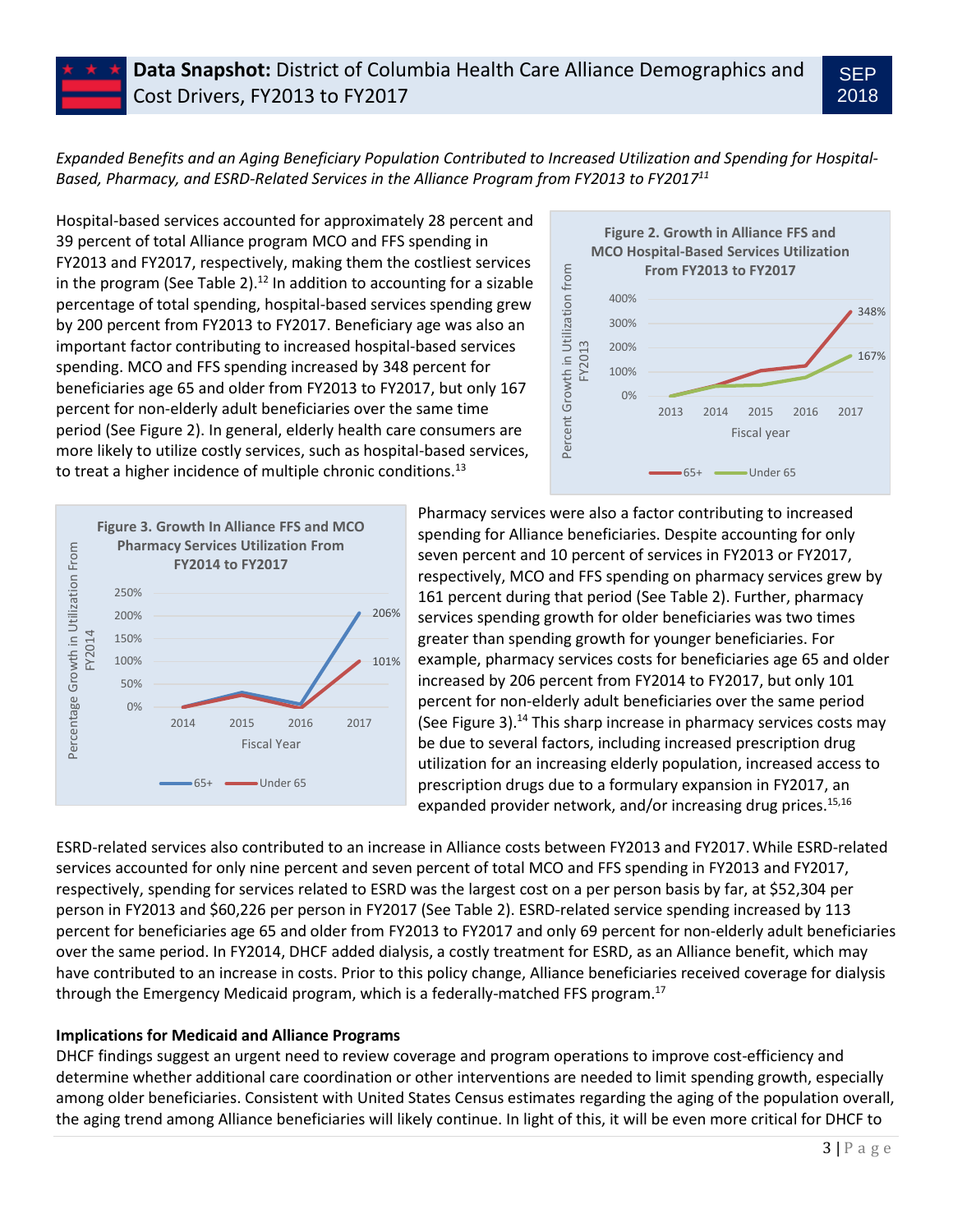*Expanded Benefits and an Aging Beneficiary Population Contributed to Increased Utilization and Spending for Hospital-Based, Pharmacy, and ESRD-Related Services in the Alliance Program from FY2013 to FY2017*[11]

Hospital-based services accounted for approximately 28 percent and 39 percent of total Alliance program MCO and FFS spending in FY2013 and FY2017, respectively, making them the costliest services in the program (See Table 2).[12] In addition to accounting for a sizable percentage of total spending, hospital-based services spending grew by 200 percent from FY2013 to FY2017. Beneficiary age was also an important factor contributing to increased hospital-based services spending. MCO and FFS spending increased by 348 percent for beneficiaries age 65 and older from FY2013 to FY2017, but only 167 percent for non-elderly adult beneficiaries over the same time period (See Figure 2). In general, elderly health care consumers are more likely to utilize costly services, such as hospital-based services, to treat a higher incidence of multiple chronic conditions.[13]

**Figure 2. Growth in Alliance FFS and MCO Hospital-Based Services Utilization From FY2013 to FY2017**

**Figure 3. Growth In Alliance FFS and MCO Pharmacy Services Utilization From FY2014 to FY2017**

Pharmacy services were also a factor contributing to increased spending for Alliance beneficiaries. Despite accounting for only seven percent and 10 percent of services in FY2013 or FY2017, respectively, MCO and FFS spending on pharmacy services grew by 161 percent during that period (See Table 2). Further, pharmacy services spending growth for older beneficiaries was two times greater than spending growth for younger beneficiaries. For example, pharmacy services costs for beneficiaries age 65 and older increased by 206 percent from FY2014 to FY2017, but only 101 percent for non-elderly adult beneficiaries over the same period (See Figure 3).[14] This sharp increase in pharmacy services costs may be due to several factors, including increased prescription drug utilization for an increasing elderly population, increased access to prescription drugs due to a formulary expansion in FY2017, an expanded provider network, and/or increasing drug prices.[15,16]

ESRD-related services also contributed to an increase in Alliance costs between FY2013 and FY2017. While ESRD-related services accounted for only nine percent and seven percent of total MCO and FFS spending in FY2013 and FY2017, respectively, spending for services related to ESRD was the largest cost on a per person basis by far, at $52,304 per person in FY2013 and $60,226 per person in FY2017 (See Table 2). ESRD-related service spending increased by 113 percent for beneficiaries age 65 and older from FY2013 to FY2017 and only 69 percent for non-elderly adult beneficiaries over the same period. In FY2014, DHCF added dialysis, a costly treatment for ESRD, as an Alliance benefit, which may have contributed to an increase in costs. Prior to this policy change, Alliance beneficiaries received coverage for dialysis through the Emergency Medicaid program, which is a federally-matched FFS program.[17]

**Implications for Medicaid and Alliance Programs**

DHCF findings suggest an urgent need to review coverage and program operations to improve cost-efficiency and determine whether additional care coordination or other interventions are needed to limit spending growth, especially among older beneficiaries. Consistent with United States Census estimates regarding the aging of the population overall, the aging trend among Alliance beneficiaries will likely continue. In light of this, it will be even more critical for DHCF to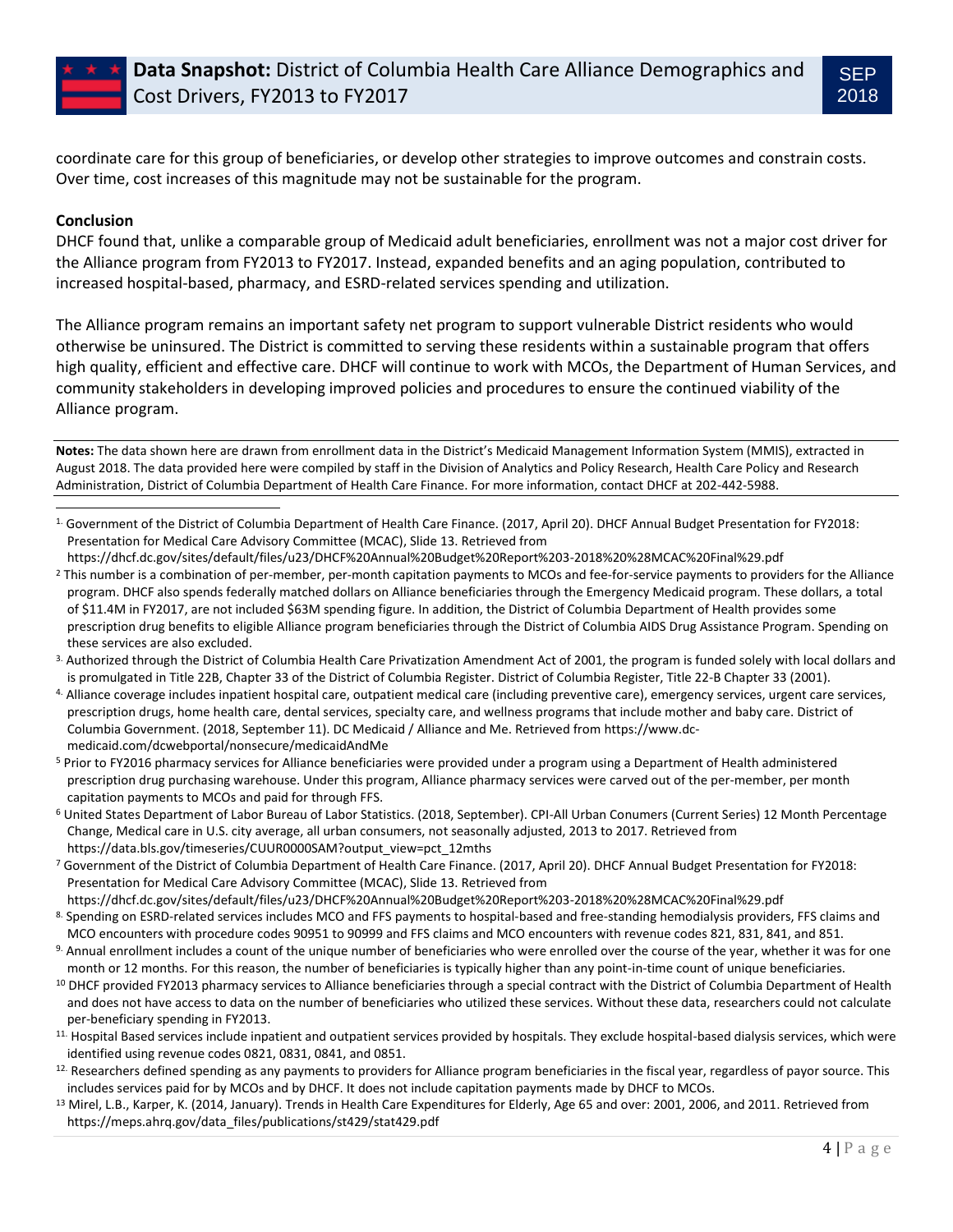coordinate care for this group of beneficiaries, or develop other strategies to improve outcomes and constrain costs. Over time, cost increases of this magnitude may not be sustainable for the program.

**Conclusion**

DHCF found that, unlike a comparable group of Medicaid adult beneficiaries, enrollment was not a major cost driver for the Alliance program from FY2013 to FY2017. Instead, expanded benefits and an aging population, contributed to increased hospital-based, pharmacy, and ESRD-related services spending and utilization.

The Alliance program remains an important safety net program to support vulnerable District residents who would otherwise be uninsured. The District is committed to serving these residents within a sustainable program that offers high quality, efficient and effective care. DHCF will continue to work with MCOs, the Department of Human Services, and community stakeholders in developing improved policies and procedures to ensure the continued viability of the Alliance program.

---

**Notes:** The data shown here are drawn from enrollment data in the District's Medicaid Management Information System (MMIS), extracted in August 2018. The data provided here were compiled by staff in the Division of Analytics and Policy Research, Health Care Policy and Research Administration, District of Columbia Department of Health Care Finance. For more information, contact DHCF at 202-442-5988.

---

[1] Government of the District of Columbia Department of Health Care Finance. (2017, April 20). DHCF Annual Budget Presentation for FY2018: Presentation for Medical Care Advisory Committee (MCAC), Slide 13. Retrieved from https://dhcf.dc.gov/sites/default/files/u23/DHCF%20Annual%20Budget%20Report%203-2018%20%28MCAC%20Final%29.pdf

[2] This number is a combination of per-member, per-month capitation payments to MCOs and fee-for-service payments to providers for the Alliance program. DHCF also spends federally matched dollars on Alliance beneficiaries through the Emergency Medicaid program. These dollars, a total of $11.4M in FY2017, are not included $63M spending figure. In addition, the District of Columbia Department of Health provides some prescription drug benefits to eligible Alliance program beneficiaries through the District of Columbia AIDS Drug Assistance Program. Spending on these services are also excluded.

[3] Authorized through the District of Columbia Health Care Privatization Amendment Act of 2001, the program is funded solely with local dollars and is promulgated in Title 22B, Chapter 33 of the District of Columbia Register. District of Columbia Register, Title 22-B Chapter 33 (2001).

[4] Alliance coverage includes inpatient hospital care, outpatient medical care (including preventive care), emergency services, urgent care services, prescription drugs, home health care, dental services, specialty care, and wellness programs that include mother and baby care. District of Columbia Government. (2018, September 11). DC Medicaid / Alliance and Me. Retrieved from https://www.dc-medicaid.com/dcwebportal/nonsecure/medicaidAndMe

[5] Prior to FY2016 pharmacy services for Alliance beneficiaries were provided under a program using a Department of Health administered prescription drug purchasing warehouse. Under this program, Alliance pharmacy services were carved out of the per-member, per month capitation payments to MCOs and paid for through FFS.

[6] United States Department of Labor Bureau of Labor Statistics. (2018, September). CPI-All Urban Conumers (Current Series) 12 Month Percentage Change, Medical care in U.S. city average, all urban consumers, not seasonally adjusted, 2013 to 2017. Retrieved from https://data.bls.gov/timeseries/CUUR0000SAM?output_view=pct_12mths

[7] Government of the District of Columbia Department of Health Care Finance. (2017, April 20). DHCF Annual Budget Presentation for FY2018: Presentation for Medical Care Advisory Committee (MCAC), Slide 13. Retrieved from https://dhcf.dc.gov/sites/default/files/u23/DHCF%20Annual%20Budget%20Report%203-2018%20%28MCAC%20Final%29.pdf

[8] Spending on ESRD-related services includes MCO and FFS payments to hospital-based and free-standing hemodialysis providers, FFS claims and MCO encounters with procedure codes 90951 to 90999 and FFS claims and MCO encounters with revenue codes 821, 831, 841, and 851.

[9] Annual enrollment includes a count of the unique number of beneficiaries who were enrolled over the course of the year, whether it was for one month or 12 months. For this reason, the number of beneficiaries is typically higher than any point-in-time count of unique beneficiaries.

[10] DHCF provided FY2013 pharmacy services to Alliance beneficiaries through a special contract with the District of Columbia Department of Health and does not have access to data on the number of beneficiaries who utilized these services. Without these data, researchers could not calculate per-beneficiary spending in FY2013.

[11] Hospital Based services include inpatient and outpatient services provided by hospitals. They exclude hospital-based dialysis services, which were identified using revenue codes 0821, 0831, 0841, and 0851.

[12] Researchers defined spending as any payments to providers for Alliance program beneficiaries in the fiscal year, regardless of payor source. This includes services paid for by MCOs and by DHCF. It does not include capitation payments made by DHCF to MCOs.

[13] Mirel, L.B., Karper, K. (2014, January). Trends in Health Care Expenditures for Elderly, Age 65 and over: 2001, 2006, and 2011. Retrieved from https://meps.ahrq.gov/data_files/publications/st429/stat429.pdf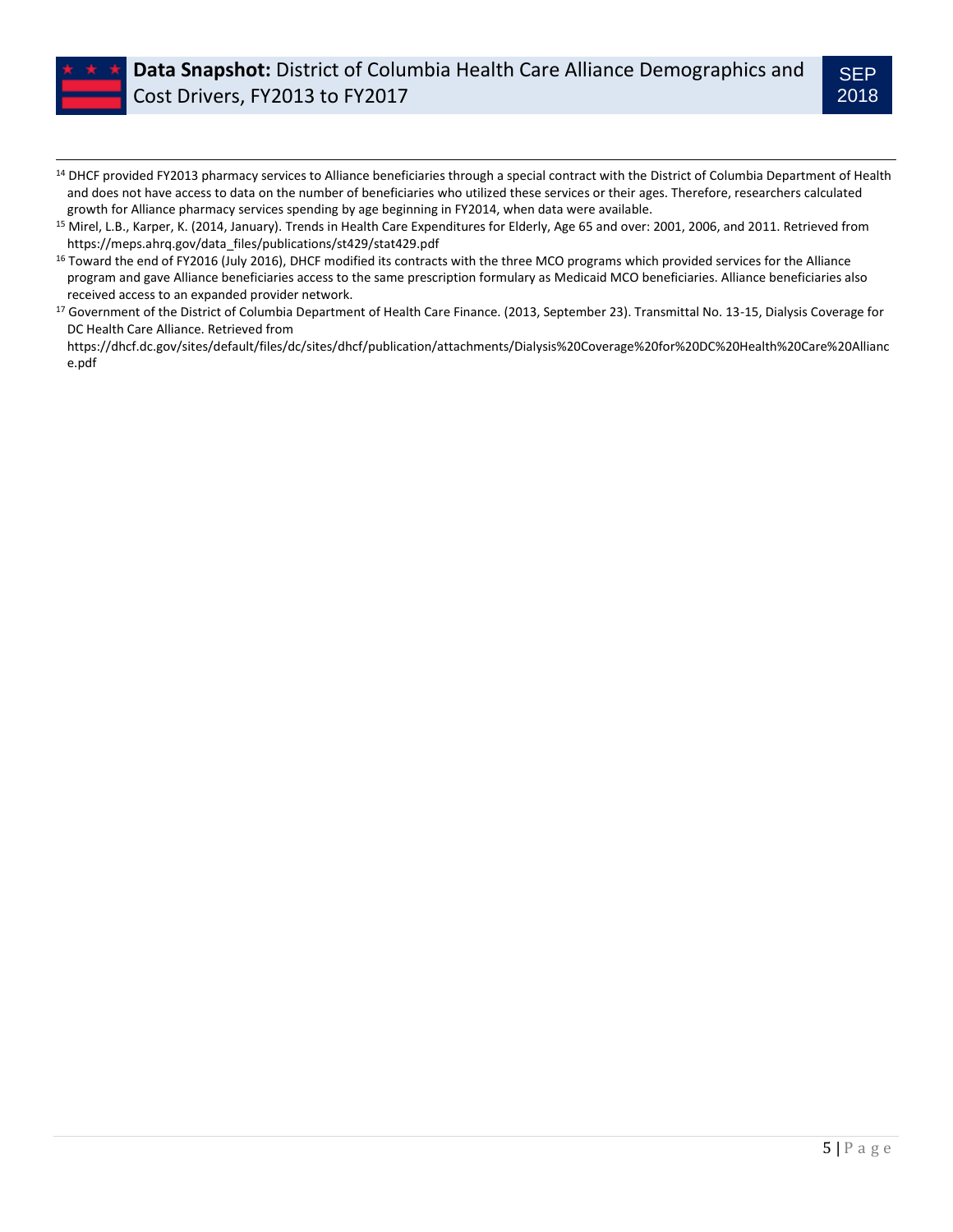[14] DHCF provided FY2013 pharmacy services to Alliance beneficiaries through a special contract with the District of Columbia Department of Health and does not have access to data on the number of beneficiaries who utilized these services or their ages. Therefore, researchers calculated growth for Alliance pharmacy services spending by age beginning in FY2014, when data were available.

[15] Mirel, L.B., Karper, K. (2014, January). Trends in Health Care Expenditures for Elderly, Age 65 and over: 2001, 2006, and 2011. Retrieved from https://meps.ahrq.gov/data_files/publications/st429/stat429.pdf

[16] Toward the end of FY2016 (July 2016), DHCF modified its contracts with the three MCO programs which provided services for the Alliance program and gave Alliance beneficiaries access to the same prescription formulary as Medicaid MCO beneficiaries. Alliance beneficiaries also received access to an expanded provider network.

[17] Government of the District of Columbia Department of Health Care Finance. (2013, September 23). Transmittal No. 13-15, Dialysis Coverage for DC Health Care Alliance. Retrieved from https://dhcf.dc.gov/sites/default/files/dc/sites/dhcf/publication/attachments/Dialysis%20Coverage%20for%20DC%20Health%20Care%20Alliance.pdf